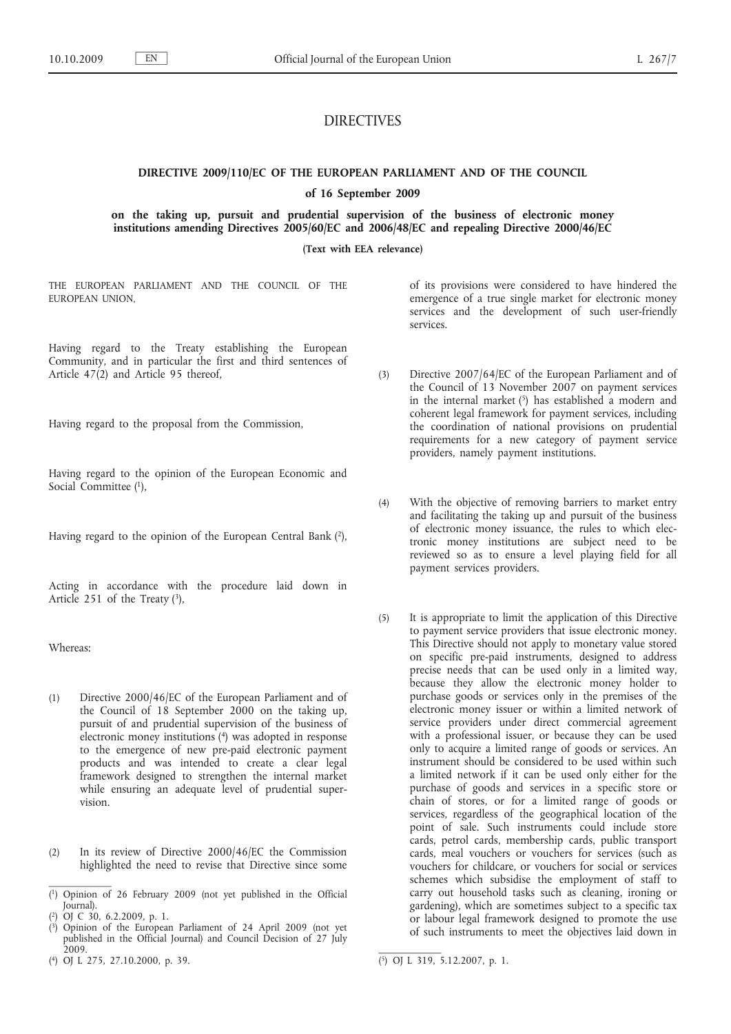# DIRECTIVES

## DIRECTIVE 2009/110/EC OF THE EUROPEAN PARLIAMENT AND OF THE COUNCIL

### of 16 September 2009

### on the taking up, pursuit and prudential supervision of the business of electronic money institutions amending Directives 2005/60/EC and 2006/48/EC and repealing Directive 2000/46/EC

**(Text with EEA relevance)**

THE EUROPEAN PARLIAMENT AND THE COUNCIL OF THE EUROPEAN UNION,

Having regard to the Treaty establishing the European Community, and in particular the first and third sentences of Article 47(2) and Article 95 thereof,

Having regard to the proposal from the Commission,

Having regard to the opinion of the European Economic and Social Committee [1],

Having regard to the opinion of the European Central Bank [2],

Acting in accordance with the procedure laid down in Article 251 of the Treaty [3],

Whereas:

(1) Directive 2000/46/EC of the European Parliament and of the Council of 18 September 2000 on the taking up, pursuit of and prudential supervision of the business of electronic money institutions [4] was adopted in response to the emergence of new pre-paid electronic payment products and was intended to create a clear legal framework designed to strengthen the internal market while ensuring an adequate level of prudential supervision.

(2) In its review of Directive 2000/46/EC the Commission highlighted the need to revise that Directive since some of its provisions were considered to have hindered the emergence of a true single market for electronic money services and the development of such user-friendly services.

(3) Directive 2007/64/EC of the European Parliament and of the Council of 13 November 2007 on payment services in the internal market [5] has established a modern and coherent legal framework for payment services, including the coordination of national provisions on prudential requirements for a new category of payment service providers, namely payment institutions.

(4) With the objective of removing barriers to market entry and facilitating the taking up and pursuit of the business of electronic money issuance, the rules to which electronic money institutions are subject need to be reviewed so as to ensure a level playing field for all payment services providers.

(5) It is appropriate to limit the application of this Directive to payment service providers that issue electronic money. This Directive should not apply to monetary value stored on specific pre-paid instruments, designed to address precise needs that can be used only in a limited way, because they allow the electronic money holder to purchase goods or services only in the premises of the electronic money issuer or within a limited network of service providers under direct commercial agreement with a professional issuer, or because they can be used only to acquire a limited range of goods or services. An instrument should be considered to be used within such a limited network if it can be used only either for the purchase of goods and services in a specific store or chain of stores, or for a limited range of goods or services, regardless of the geographical location of the point of sale. Such instruments could include store cards, petrol cards, membership cards, public transport cards, meal vouchers or vouchers for services (such as vouchers for childcare, or vouchers for social or services schemes which subsidise the employment of staff to carry out household tasks such as cleaning, ironing or gardening), which are sometimes subject to a specific tax or labour legal framework designed to promote the use of such instruments to meet the objectives laid down in

---

[1] Opinion of 26 February 2009 (not yet published in the Official Journal).

[2] OJ C 30, 6.2.2009, p. 1.

[3] Opinion of the European Parliament of 24 April 2009 (not yet published in the Official Journal) and Council Decision of 27 July 2009.

[4] OJ L 275, 27.10.2000, p. 39.

[5] OJ L 319, 5.12.2007, p. 1.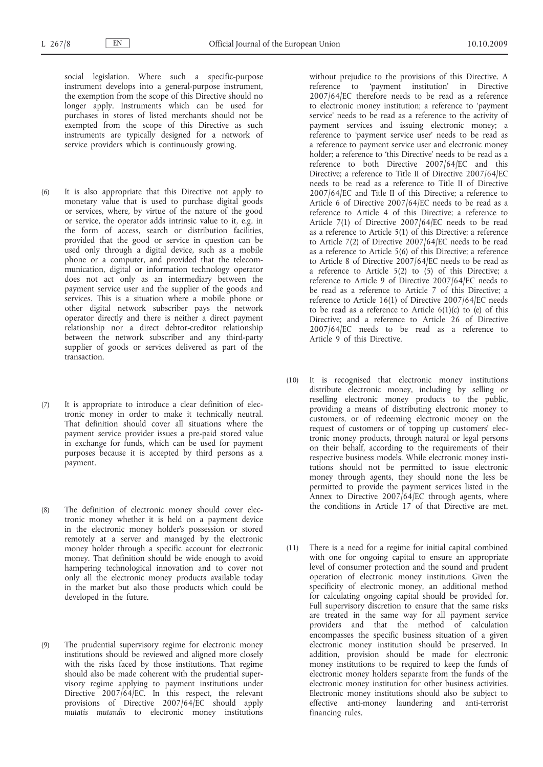social legislation. Where such a specific-purpose instrument develops into a general-purpose instrument, the exemption from the scope of this Directive should no longer apply. Instruments which can be used for purchases in stores of listed merchants should not be exempted from the scope of this Directive as such instruments are typically designed for a network of service providers which is continuously growing.

(6) It is also appropriate that this Directive not apply to monetary value that is used to purchase digital goods or services, where, by virtue of the nature of the good or service, the operator adds intrinsic value to it, e.g. in the form of access, search or distribution facilities, provided that the good or service in question can be used only through a digital device, such as a mobile phone or a computer, and provided that the telecommunication, digital or information technology operator does not act only as an intermediary between the payment service user and the supplier of the goods and services. This is a situation where a mobile phone or other digital network subscriber pays the network operator directly and there is neither a direct payment relationship nor a direct debtor-creditor relationship between the network subscriber and any third-party supplier of goods or services delivered as part of the transaction.

(7) It is appropriate to introduce a clear definition of electronic money in order to make it technically neutral. That definition should cover all situations where the payment service provider issues a pre-paid stored value in exchange for funds, which can be used for payment purposes because it is accepted by third persons as a payment.

(8) The definition of electronic money should cover electronic money whether it is held on a payment device in the electronic money holder's possession or stored remotely at a server and managed by the electronic money holder through a specific account for electronic money. That definition should be wide enough to avoid hampering technological innovation and to cover not only all the electronic money products available today in the market but also those products which could be developed in the future.

(9) The prudential supervisory regime for electronic money institutions should be reviewed and aligned more closely with the risks faced by those institutions. That regime should also be made coherent with the prudential supervisory regime applying to payment institutions under Directive 2007/64/EC. In this respect, the relevant provisions of Directive 2007/64/EC should apply *mutatis mutandis* to electronic money institutions without prejudice to the provisions of this Directive. A reference to 'payment institution' in Directive 2007/64/EC therefore needs to be read as a reference to electronic money institution; a reference to 'payment service' needs to be read as a reference to the activity of payment services and issuing electronic money; a reference to 'payment service user' needs to be read as a reference to payment service user and electronic money holder; a reference to 'this Directive' needs to be read as a reference to both Directive 2007/64/EC and this Directive; a reference to Title II of Directive 2007/64/EC needs to be read as a reference to Title II of Directive 2007/64/EC and Title II of this Directive; a reference to Article 6 of Directive 2007/64/EC needs to be read as a reference to Article 4 of this Directive; a reference to Article 7(1) of Directive 2007/64/EC needs to be read as a reference to Article 5(1) of this Directive; a reference to Article 7(2) of Directive 2007/64/EC needs to be read as a reference to Article 5(6) of this Directive; a reference to Article 8 of Directive 2007/64/EC needs to be read as a reference to Article 5(2) to (5) of this Directive; a reference to Article 9 of Directive 2007/64/EC needs to be read as a reference to Article 7 of this Directive; a reference to Article 16(1) of Directive 2007/64/EC needs to be read as a reference to Article 6(1)(c) to (e) of this Directive; and a reference to Article 26 of Directive 2007/64/EC needs to be read as a reference to Article 9 of this Directive.

(10) It is recognised that electronic money institutions distribute electronic money, including by selling or reselling electronic money products to the public, providing a means of distributing electronic money to customers, or of redeeming electronic money on the request of customers or of topping up customers' electronic money products, through natural or legal persons on their behalf, according to the requirements of their respective business models. While electronic money institutions should not be permitted to issue electronic money through agents, they should none the less be permitted to provide the payment services listed in the Annex to Directive 2007/64/EC through agents, where the conditions in Article 17 of that Directive are met.

(11) There is a need for a regime for initial capital combined with one for ongoing capital to ensure an appropriate level of consumer protection and the sound and prudent operation of electronic money institutions. Given the specificity of electronic money, an additional method for calculating ongoing capital should be provided for. Full supervisory discretion to ensure that the same risks are treated in the same way for all payment service providers and that the method of calculation encompasses the specific business situation of a given electronic money institution should be preserved. In addition, provision should be made for electronic money institutions to be required to keep the funds of electronic money holders separate from the funds of the electronic money institution for other business activities. Electronic money institutions should also be subject to effective anti-money laundering and anti-terrorist financing rules.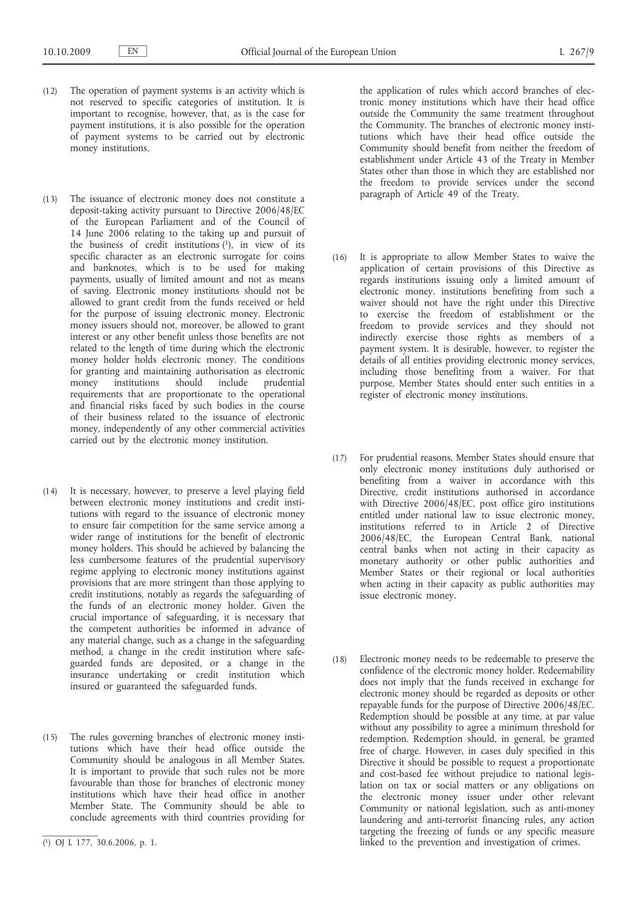(12) The operation of payment systems is an activity which is not reserved to specific categories of institution. It is important to recognise, however, that, as is the case for payment institutions, it is also possible for the operation of payment systems to be carried out by electronic money institutions.

(13) The issuance of electronic money does not constitute a deposit-taking activity pursuant to Directive 2006/48/EC of the European Parliament and of the Council of 14 June 2006 relating to the taking up and pursuit of the business of credit institutions [1], in view of its specific character as an electronic surrogate for coins and banknotes, which is to be used for making payments, usually of limited amount and not as means of saving. Electronic money institutions should not be allowed to grant credit from the funds received or held for the purpose of issuing electronic money. Electronic money issuers should not, moreover, be allowed to grant interest or any other benefit unless those benefits are not related to the length of time during which the electronic money holder holds electronic money. The conditions for granting and maintaining authorisation as electronic money institutions should include prudential requirements that are proportionate to the operational and financial risks faced by such bodies in the course of their business related to the issuance of electronic money, independently of any other commercial activities carried out by the electronic money institution.

(14) It is necessary, however, to preserve a level playing field between electronic money institutions and credit institutions with regard to the issuance of electronic money to ensure fair competition for the same service among a wider range of institutions for the benefit of electronic money holders. This should be achieved by balancing the less cumbersome features of the prudential supervisory regime applying to electronic money institutions against provisions that are more stringent than those applying to credit institutions, notably as regards the safeguarding of the funds of an electronic money holder. Given the crucial importance of safeguarding, it is necessary that the competent authorities be informed in advance of any material change, such as a change in the safeguarding method, a change in the credit institution where safeguarded funds are deposited, or a change in the insurance undertaking or credit institution which insured or guaranteed the safeguarded funds.

(15) The rules governing branches of electronic money institutions which have their head office outside the Community should be analogous in all Member States. It is important to provide that such rules not be more favourable than those for branches of electronic money institutions which have their head office in another Member State. The Community should be able to conclude agreements with third countries providing for the application of rules which accord branches of electronic money institutions which have their head office outside the Community the same treatment throughout the Community. The branches of electronic money institutions which have their head office outside the Community should benefit from neither the freedom of establishment under Article 43 of the Treaty in Member States other than those in which they are established nor the freedom to provide services under the second paragraph of Article 49 of the Treaty.

(16) It is appropriate to allow Member States to waive the application of certain provisions of this Directive as regards institutions issuing only a limited amount of electronic money. institutions benefiting from such a waiver should not have the right under this Directive to exercise the freedom of establishment or the freedom to provide services and they should not indirectly exercise those rights as members of a payment system. It is desirable, however, to register the details of all entities providing electronic money services, including those benefiting from a waiver. For that purpose, Member States should enter such entities in a register of electronic money institutions.

(17) For prudential reasons, Member States should ensure that only electronic money institutions duly authorised or benefiting from a waiver in accordance with this Directive, credit institutions authorised in accordance with Directive 2006/48/EC, post office giro institutions entitled under national law to issue electronic money, institutions referred to in Article 2 of Directive 2006/48/EC, the European Central Bank, national central banks when not acting in their capacity as monetary authority or other public authorities and Member States or their regional or local authorities when acting in their capacity as public authorities may issue electronic money.

(18) Electronic money needs to be redeemable to preserve the confidence of the electronic money holder. Redeemability does not imply that the funds received in exchange for electronic money should be regarded as deposits or other repayable funds for the purpose of Directive 2006/48/EC. Redemption should be possible at any time, at par value without any possibility to agree a minimum threshold for redemption. Redemption should, in general, be granted free of charge. However, in cases duly specified in this Directive it should be possible to request a proportionate and cost-based fee without prejudice to national legislation on tax or social matters or any obligations on the electronic money issuer under other relevant Community or national legislation, such as anti-money laundering and anti-terrorist financing rules, any action targeting the freezing of funds or any specific measure linked to the prevention and investigation of crimes.

[1] OJ L 177, 30.6.2006, p. 1.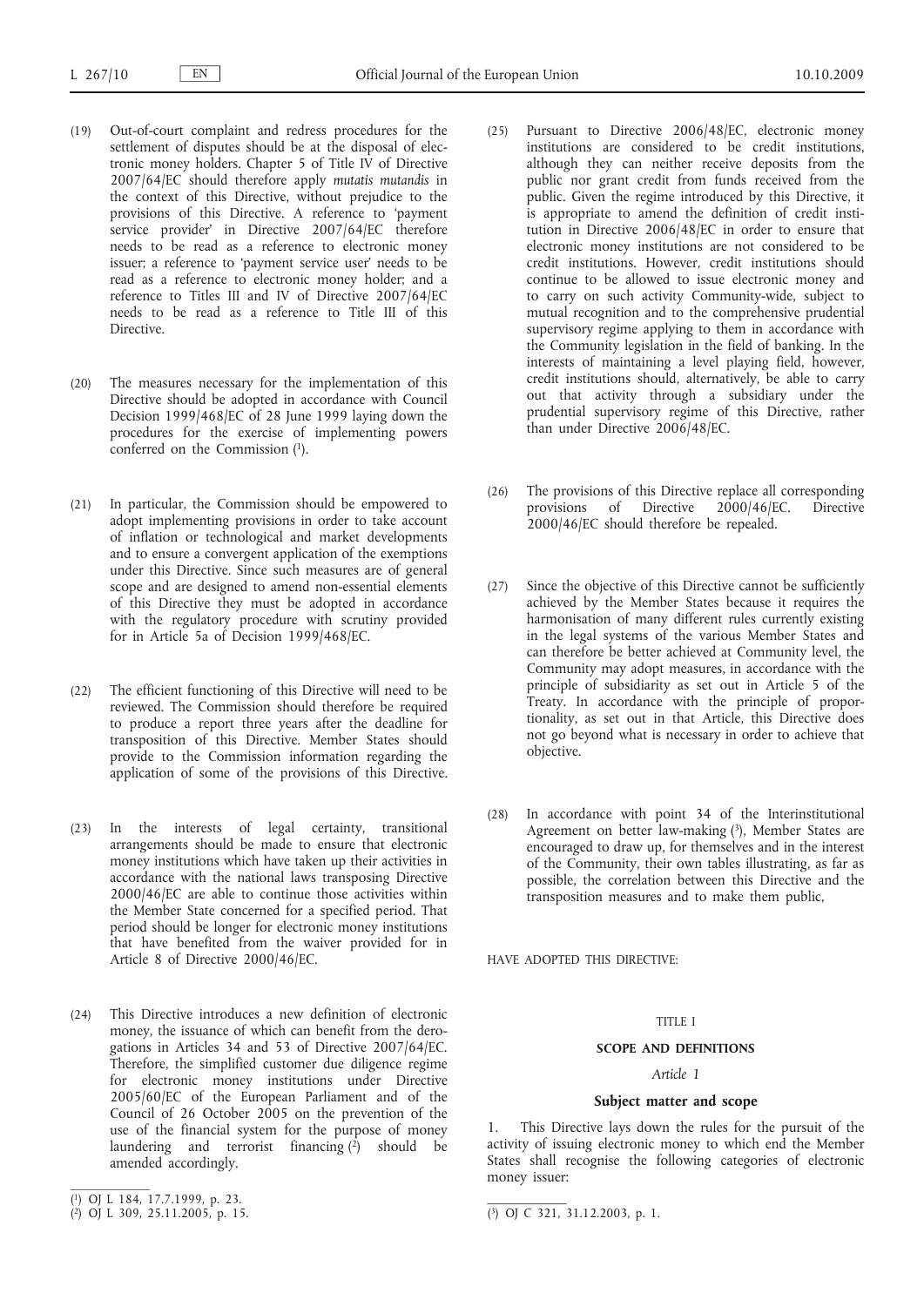(19) Out-of-court complaint and redress procedures for the settlement of disputes should be at the disposal of electronic money holders. Chapter 5 of Title IV of Directive 2007/64/EC should therefore apply *mutatis mutandis* in the context of this Directive, without prejudice to the provisions of this Directive. A reference to 'payment service provider' in Directive 2007/64/EC therefore needs to be read as a reference to electronic money issuer; a reference to 'payment service user' needs to be read as a reference to electronic money holder; and a reference to Titles III and IV of Directive 2007/64/EC needs to be read as a reference to Title III of this Directive.

(20) The measures necessary for the implementation of this Directive should be adopted in accordance with Council Decision 1999/468/EC of 28 June 1999 laying down the procedures for the exercise of implementing powers conferred on the Commission [1].

(21) In particular, the Commission should be empowered to adopt implementing provisions in order to take account of inflation or technological and market developments and to ensure a convergent application of the exemptions under this Directive. Since such measures are of general scope and are designed to amend non-essential elements of this Directive they must be adopted in accordance with the regulatory procedure with scrutiny provided for in Article 5a of Decision 1999/468/EC.

(22) The efficient functioning of this Directive will need to be reviewed. The Commission should therefore be required to produce a report three years after the deadline for transposition of this Directive. Member States should provide to the Commission information regarding the application of some of the provisions of this Directive.

(23) In the interests of legal certainty, transitional arrangements should be made to ensure that electronic money institutions which have taken up their activities in accordance with the national laws transposing Directive 2000/46/EC are able to continue those activities within the Member State concerned for a specified period. That period should be longer for electronic money institutions that have benefited from the waiver provided for in Article 8 of Directive 2000/46/EC.

(24) This Directive introduces a new definition of electronic money, the issuance of which can benefit from the derogations in Articles 34 and 53 of Directive 2007/64/EC. Therefore, the simplified customer due diligence regime for electronic money institutions under Directive 2005/60/EC of the European Parliament and of the Council of 26 October 2005 on the prevention of the use of the financial system for the purpose of money laundering and terrorist financing [2] should be amended accordingly.

(25) Pursuant to Directive 2006/48/EC, electronic money institutions are considered to be credit institutions, although they can neither receive deposits from the public nor grant credit from funds received from the public. Given the regime introduced by this Directive, it is appropriate to amend the definition of credit institution in Directive 2006/48/EC in order to ensure that electronic money institutions are not considered to be credit institutions. However, credit institutions should continue to be allowed to issue electronic money and to carry on such activity Community-wide, subject to mutual recognition and to the comprehensive prudential supervisory regime applying to them in accordance with the Community legislation in the field of banking. In the interests of maintaining a level playing field, however, credit institutions should, alternatively, be able to carry out that activity through a subsidiary under the prudential supervisory regime of this Directive, rather than under Directive 2006/48/EC.

(26) The provisions of this Directive replace all corresponding provisions of Directive 2000/46/EC. Directive 2000/46/EC should therefore be repealed.

(27) Since the objective of this Directive cannot be sufficiently achieved by the Member States because it requires the harmonisation of many different rules currently existing in the legal systems of the various Member States and can therefore be better achieved at Community level, the Community may adopt measures, in accordance with the principle of subsidiarity as set out in Article 5 of the Treaty. In accordance with the principle of proportionality, as set out in that Article, this Directive does not go beyond what is necessary in order to achieve that objective.

(28) In accordance with point 34 of the Interinstitutional Agreement on better law-making [3], Member States are encouraged to draw up, for themselves and in the interest of the Community, their own tables illustrating, as far as possible, the correlation between this Directive and the transposition measures and to make them public,

HAVE ADOPTED THIS DIRECTIVE:

## TITLE I

## SCOPE AND DEFINITIONS

### *Article 1*

### Subject matter and scope

1. This Directive lays down the rules for the pursuit of the activity of issuing electronic money to which end the Member States shall recognise the following categories of electronic money issuer:

---

[1] OJ L 184, 17.7.1999, p. 23.

[2] OJ L 309, 25.11.2005, p. 15.

[3] OJ C 321, 31.12.2003, p. 1.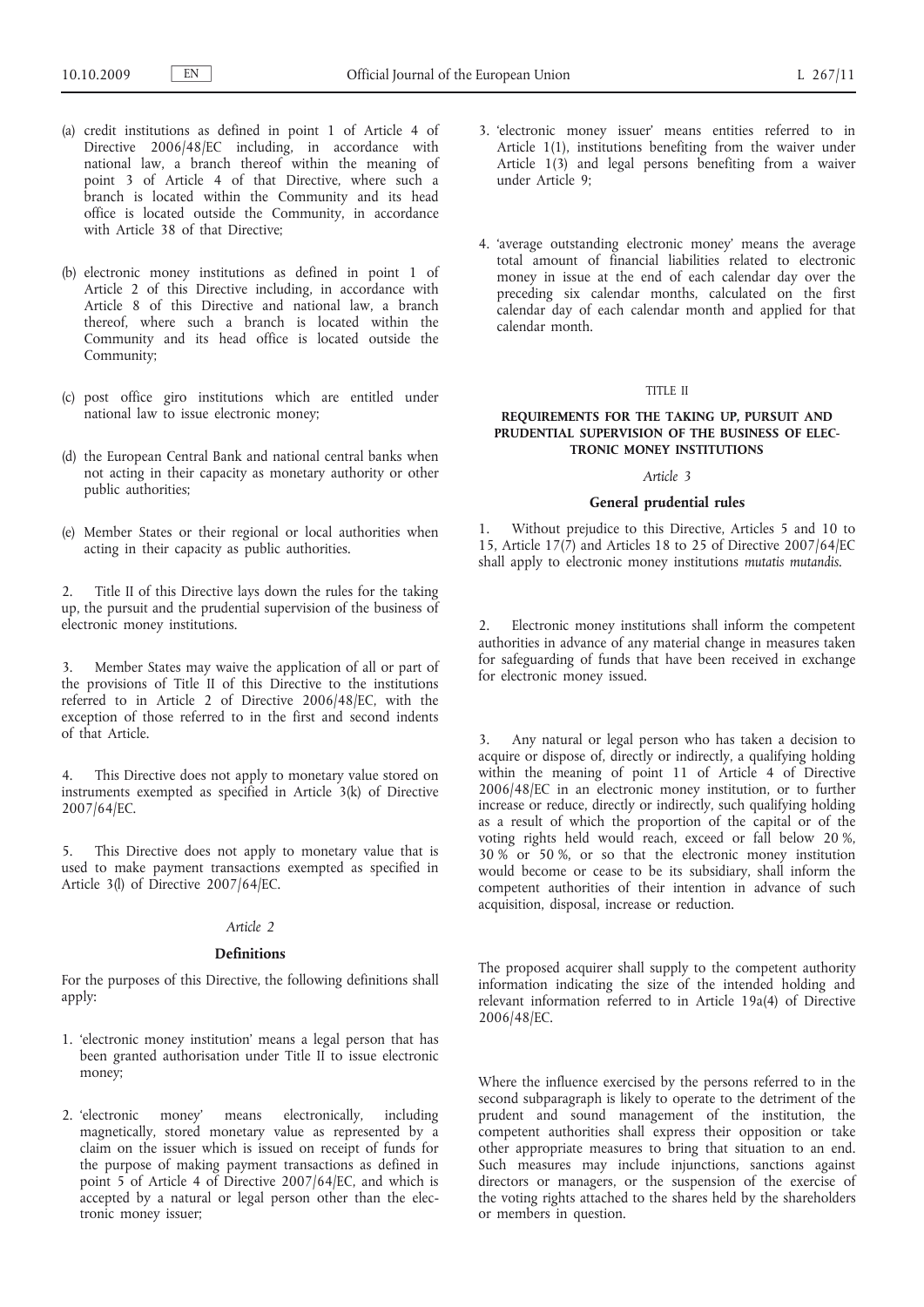(a) credit institutions as defined in point 1 of Article 4 of Directive 2006/48/EC including, in accordance with national law, a branch thereof within the meaning of point 3 of Article 4 of that Directive, where such a branch is located within the Community and its head office is located outside the Community, in accordance with Article 38 of that Directive;

(b) electronic money institutions as defined in point 1 of Article 2 of this Directive including, in accordance with Article 8 of this Directive and national law, a branch thereof, where such a branch is located within the Community and its head office is located outside the Community;

(c) post office giro institutions which are entitled under national law to issue electronic money;

(d) the European Central Bank and national central banks when not acting in their capacity as monetary authority or other public authorities;

(e) Member States or their regional or local authorities when acting in their capacity as public authorities.

2. Title II of this Directive lays down the rules for the taking up, the pursuit and the prudential supervision of the business of electronic money institutions.

3. Member States may waive the application of all or part of the provisions of Title II of this Directive to the institutions referred to in Article 2 of Directive 2006/48/EC, with the exception of those referred to in the first and second indents of that Article.

4. This Directive does not apply to monetary value stored on instruments exempted as specified in Article 3(k) of Directive 2007/64/EC.

5. This Directive does not apply to monetary value that is used to make payment transactions exempted as specified in Article 3(l) of Directive 2007/64/EC.

*Article 2*

**Definitions**

For the purposes of this Directive, the following definitions shall apply:

1. 'electronic money institution' means a legal person that has been granted authorisation under Title II to issue electronic money;

2. 'electronic money' means electronically, including magnetically, stored monetary value as represented by a claim on the issuer which is issued on receipt of funds for the purpose of making payment transactions as defined in point 5 of Article 4 of Directive 2007/64/EC, and which is accepted by a natural or legal person other than the electronic money issuer;

3. 'electronic money issuer' means entities referred to in Article 1(1), institutions benefiting from the waiver under Article 1(3) and legal persons benefiting from a waiver under Article 9;

4. 'average outstanding electronic money' means the average total amount of financial liabilities related to electronic money in issue at the end of each calendar day over the preceding six calendar months, calculated on the first calendar day of each calendar month and applied for that calendar month.

TITLE II

**REQUIREMENTS FOR THE TAKING UP, PURSUIT AND PRUDENTIAL SUPERVISION OF THE BUSINESS OF ELECTRONIC MONEY INSTITUTIONS**

*Article 3*

**General prudential rules**

1. Without prejudice to this Directive, Articles 5 and 10 to 15, Article 17(7) and Articles 18 to 25 of Directive 2007/64/EC shall apply to electronic money institutions *mutatis mutandis*.

2. Electronic money institutions shall inform the competent authorities in advance of any material change in measures taken for safeguarding of funds that have been received in exchange for electronic money issued.

3. Any natural or legal person who has taken a decision to acquire or dispose of, directly or indirectly, a qualifying holding within the meaning of point 11 of Article 4 of Directive 2006/48/EC in an electronic money institution, or to further increase or reduce, directly or indirectly, such qualifying holding as a result of which the proportion of the capital or of the voting rights held would reach, exceed or fall below 20 %, 30 % or 50 %, or so that the electronic money institution would become or cease to be its subsidiary, shall inform the competent authorities of their intention in advance of such acquisition, disposal, increase or reduction.

The proposed acquirer shall supply to the competent authority information indicating the size of the intended holding and relevant information referred to in Article 19a(4) of Directive 2006/48/EC.

Where the influence exercised by the persons referred to in the second subparagraph is likely to operate to the detriment of the prudent and sound management of the institution, the competent authorities shall express their opposition or take other appropriate measures to bring that situation to an end. Such measures may include injunctions, sanctions against directors or managers, or the suspension of the exercise of the voting rights attached to the shares held by the shareholders or members in question.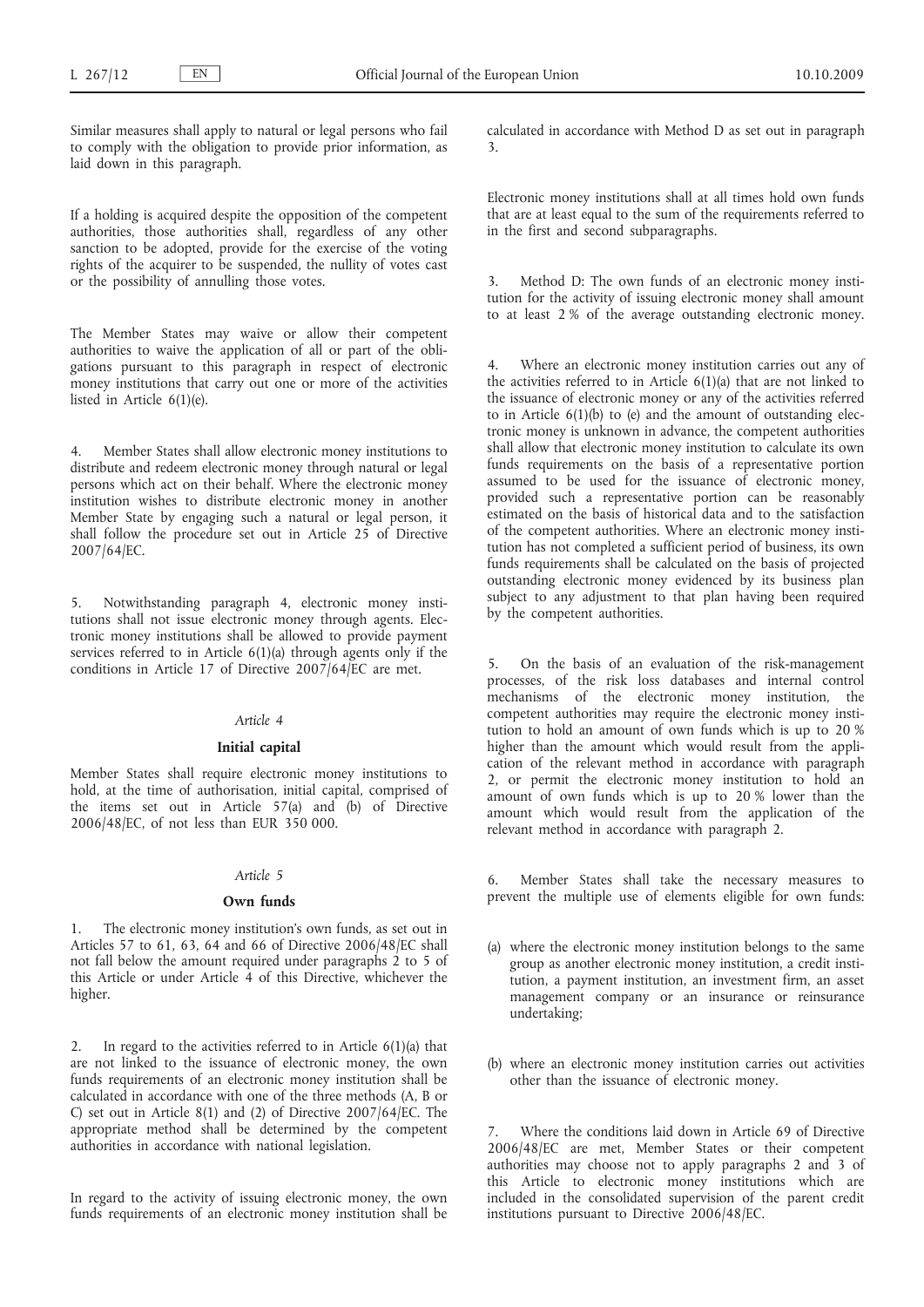Similar measures shall apply to natural or legal persons who fail to comply with the obligation to provide prior information, as laid down in this paragraph.

If a holding is acquired despite the opposition of the competent authorities, those authorities shall, regardless of any other sanction to be adopted, provide for the exercise of the voting rights of the acquirer to be suspended, the nullity of votes cast or the possibility of annulling those votes.

The Member States may waive or allow their competent authorities to waive the application of all or part of the obligations pursuant to this paragraph in respect of electronic money institutions that carry out one or more of the activities listed in Article 6(1)(e).

4. Member States shall allow electronic money institutions to distribute and redeem electronic money through natural or legal persons which act on their behalf. Where the electronic money institution wishes to distribute electronic money in another Member State by engaging such a natural or legal person, it shall follow the procedure set out in Article 25 of Directive 2007/64/EC.

5. Notwithstanding paragraph 4, electronic money institutions shall not issue electronic money through agents. Electronic money institutions shall be allowed to provide payment services referred to in Article 6(1)(a) through agents only if the conditions in Article 17 of Directive 2007/64/EC are met.

### *Article 4*

### **Initial capital**

Member States shall require electronic money institutions to hold, at the time of authorisation, initial capital, comprised of the items set out in Article 57(a) and (b) of Directive 2006/48/EC, of not less than EUR 350 000.

### *Article 5*

### **Own funds**

1. The electronic money institution's own funds, as set out in Articles 57 to 61, 63, 64 and 66 of Directive 2006/48/EC shall not fall below the amount required under paragraphs 2 to 5 of this Article or under Article 4 of this Directive, whichever the higher.

2. In regard to the activities referred to in Article 6(1)(a) that are not linked to the issuance of electronic money, the own funds requirements of an electronic money institution shall be calculated in accordance with one of the three methods (A, B or C) set out in Article 8(1) and (2) of Directive 2007/64/EC. The appropriate method shall be determined by the competent authorities in accordance with national legislation.

In regard to the activity of issuing electronic money, the own funds requirements of an electronic money institution shall be calculated in accordance with Method D as set out in paragraph 3.

Electronic money institutions shall at all times hold own funds that are at least equal to the sum of the requirements referred to in the first and second subparagraphs.

3. Method D: The own funds of an electronic money institution for the activity of issuing electronic money shall amount to at least 2 % of the average outstanding electronic money.

4. Where an electronic money institution carries out any of the activities referred to in Article 6(1)(a) that are not linked to the issuance of electronic money or any of the activities referred to in Article 6(1)(b) to (e) and the amount of outstanding electronic money is unknown in advance, the competent authorities shall allow that electronic money institution to calculate its own funds requirements on the basis of a representative portion assumed to be used for the issuance of electronic money, provided such a representative portion can be reasonably estimated on the basis of historical data and to the satisfaction of the competent authorities. Where an electronic money institution has not completed a sufficient period of business, its own funds requirements shall be calculated on the basis of projected outstanding electronic money evidenced by its business plan subject to any adjustment to that plan having been required by the competent authorities.

5. On the basis of an evaluation of the risk-management processes, of the risk loss databases and internal control mechanisms of the electronic money institution, the competent authorities may require the electronic money institution to hold an amount of own funds which is up to 20 % higher than the amount which would result from the application of the relevant method in accordance with paragraph 2, or permit the electronic money institution to hold an amount of own funds which is up to 20 % lower than the amount which would result from the application of the relevant method in accordance with paragraph 2.

6. Member States shall take the necessary measures to prevent the multiple use of elements eligible for own funds:

(a) where the electronic money institution belongs to the same group as another electronic money institution, a credit institution, a payment institution, an investment firm, an asset management company or an insurance or reinsurance undertaking;

(b) where an electronic money institution carries out activities other than the issuance of electronic money.

7. Where the conditions laid down in Article 69 of Directive 2006/48/EC are met, Member States or their competent authorities may choose not to apply paragraphs 2 and 3 of this Article to electronic money institutions which are included in the consolidated supervision of the parent credit institutions pursuant to Directive 2006/48/EC.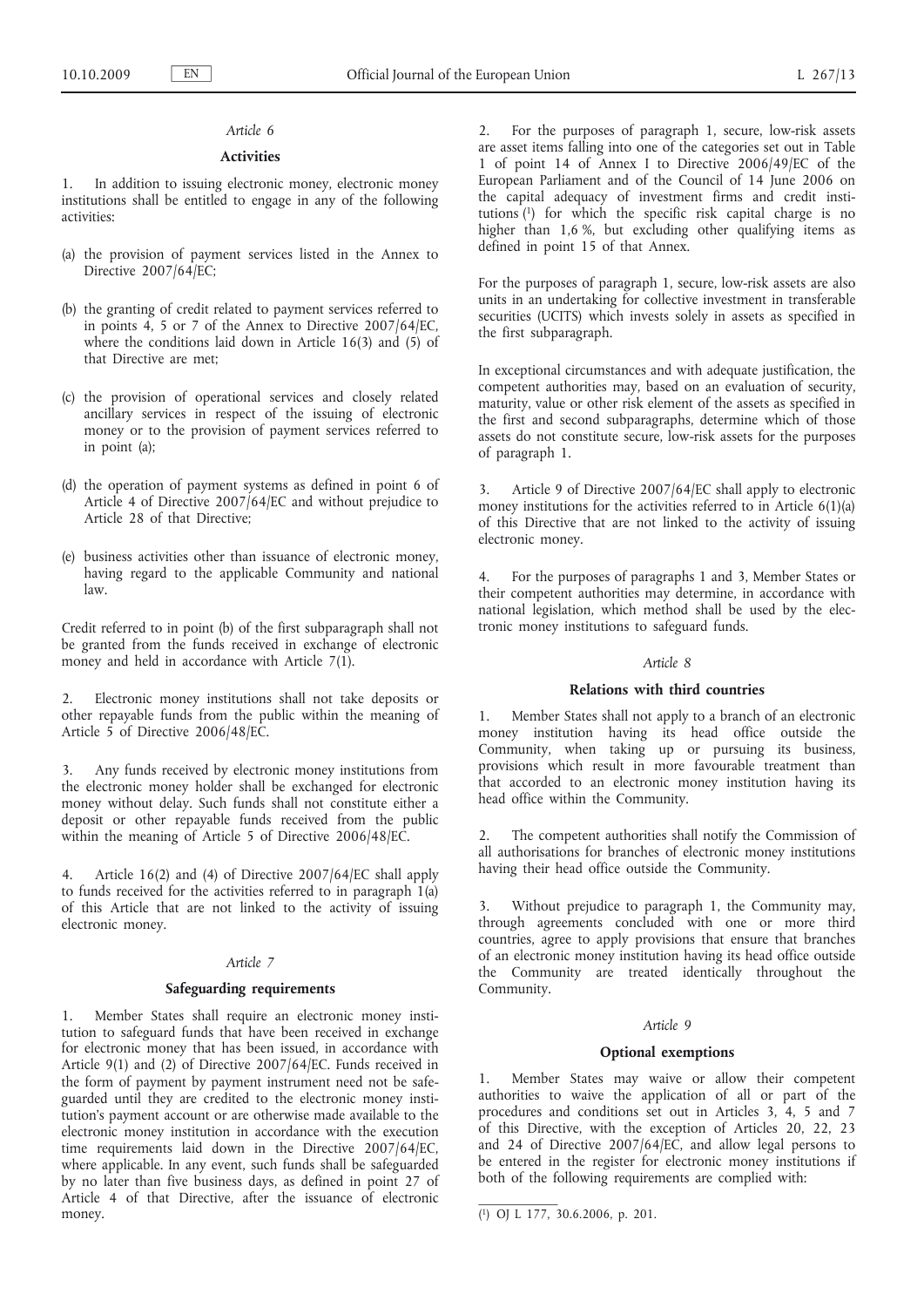### *Article 6*

### **Activities**

1. In addition to issuing electronic money, electronic money institutions shall be entitled to engage in any of the following activities:

(a) the provision of payment services listed in the Annex to Directive 2007/64/EC;

(b) the granting of credit related to payment services referred to in points 4, 5 or 7 of the Annex to Directive 2007/64/EC, where the conditions laid down in Article 16(3) and (5) of that Directive are met;

(c) the provision of operational services and closely related ancillary services in respect of the issuing of electronic money or to the provision of payment services referred to in point (a);

(d) the operation of payment systems as defined in point 6 of Article 4 of Directive 2007/64/EC and without prejudice to Article 28 of that Directive;

(e) business activities other than issuance of electronic money, having regard to the applicable Community and national law.

Credit referred to in point (b) of the first subparagraph shall not be granted from the funds received in exchange of electronic money and held in accordance with Article 7(1).

2. Electronic money institutions shall not take deposits or other repayable funds from the public within the meaning of Article 5 of Directive 2006/48/EC.

3. Any funds received by electronic money institutions from the electronic money holder shall be exchanged for electronic money without delay. Such funds shall not constitute either a deposit or other repayable funds received from the public within the meaning of Article 5 of Directive 2006/48/EC.

4. Article 16(2) and (4) of Directive 2007/64/EC shall apply to funds received for the activities referred to in paragraph 1(a) of this Article that are not linked to the activity of issuing electronic money.

### *Article 7*

### **Safeguarding requirements**

1. Member States shall require an electronic money institution to safeguard funds that have been received in exchange for electronic money that has been issued, in accordance with Article 9(1) and (2) of Directive 2007/64/EC. Funds received in the form of payment by payment instrument need not be safeguarded until they are credited to the electronic money institution's payment account or are otherwise made available to the electronic money institution in accordance with the execution time requirements laid down in the Directive 2007/64/EC, where applicable. In any event, such funds shall be safeguarded by no later than five business days, as defined in point 27 of Article 4 of that Directive, after the issuance of electronic money.

2. For the purposes of paragraph 1, secure, low-risk assets are asset items falling into one of the categories set out in Table 1 of point 14 of Annex I to Directive 2006/49/EC of the European Parliament and of the Council of 14 June 2006 on the capital adequacy of investment firms and credit institutions [1] for which the specific risk capital charge is no higher than 1,6 %, but excluding other qualifying items as defined in point 15 of that Annex.

For the purposes of paragraph 1, secure, low-risk assets are also units in an undertaking for collective investment in transferable securities (UCITS) which invests solely in assets as specified in the first subparagraph.

In exceptional circumstances and with adequate justification, the competent authorities may, based on an evaluation of security, maturity, value or other risk element of the assets as specified in the first and second subparagraphs, determine which of those assets do not constitute secure, low-risk assets for the purposes of paragraph 1.

3. Article 9 of Directive 2007/64/EC shall apply to electronic money institutions for the activities referred to in Article 6(1)(a) of this Directive that are not linked to the activity of issuing electronic money.

4. For the purposes of paragraphs 1 and 3, Member States or their competent authorities may determine, in accordance with national legislation, which method shall be used by the electronic money institutions to safeguard funds.

### *Article 8*

### **Relations with third countries**

1. Member States shall not apply to a branch of an electronic money institution having its head office outside the Community, when taking up or pursuing its business, provisions which result in more favourable treatment than that accorded to an electronic money institution having its head office within the Community.

2. The competent authorities shall notify the Commission of all authorisations for branches of electronic money institutions having their head office outside the Community.

3. Without prejudice to paragraph 1, the Community may, through agreements concluded with one or more third countries, agree to apply provisions that ensure that branches of an electronic money institution having its head office outside the Community are treated identically throughout the Community.

### *Article 9*

### **Optional exemptions**

1. Member States may waive or allow their competent authorities to waive the application of all or part of the procedures and conditions set out in Articles 3, 4, 5 and 7 of this Directive, with the exception of Articles 20, 22, 23 and 24 of Directive 2007/64/EC, and allow legal persons to be entered in the register for electronic money institutions if both of the following requirements are complied with:

---

[1] OJ L 177, 30.6.2006, p. 201.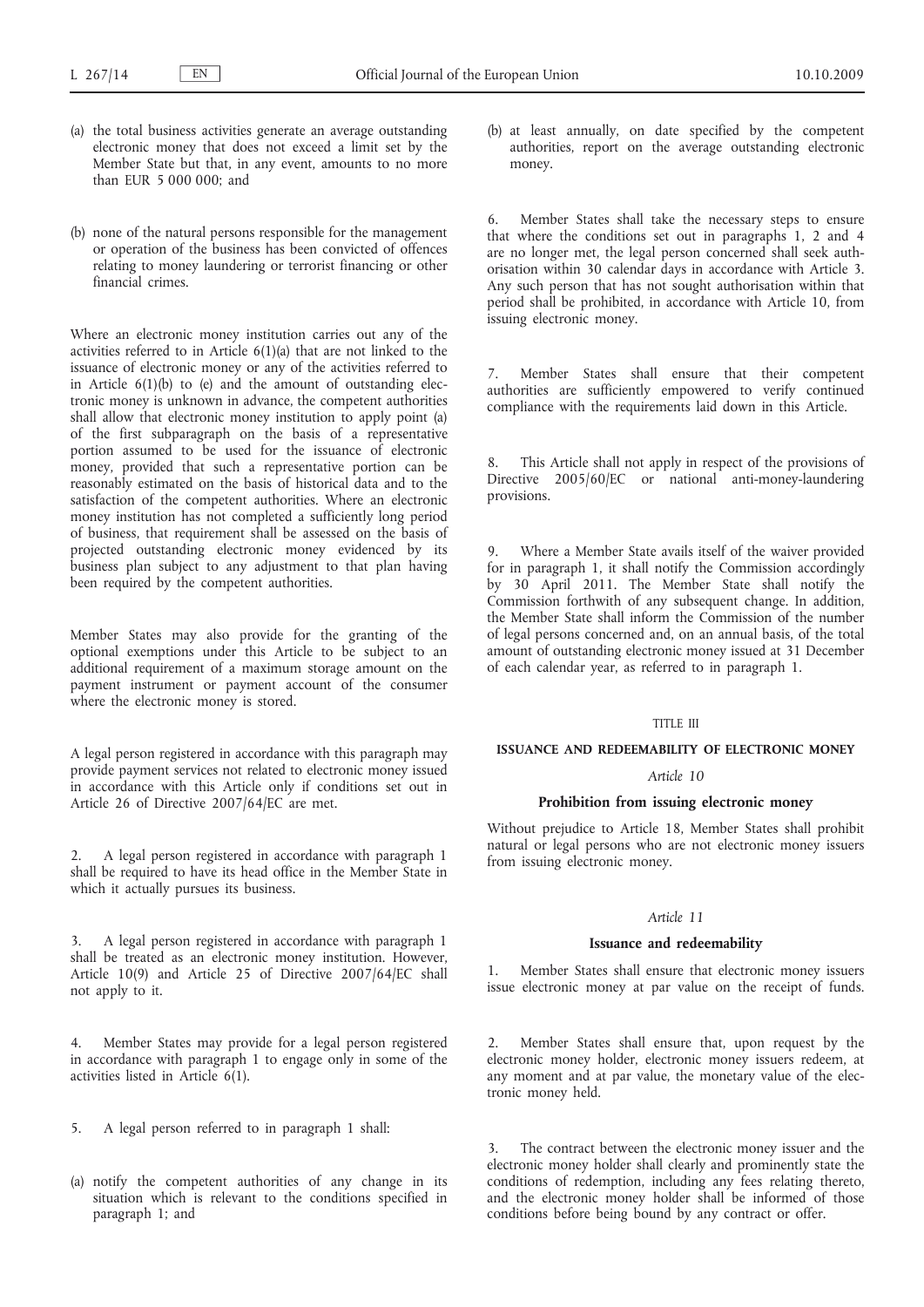(a) the total business activities generate an average outstanding electronic money that does not exceed a limit set by the Member State but that, in any event, amounts to no more than EUR 5 000 000; and

(b) none of the natural persons responsible for the management or operation of the business has been convicted of offences relating to money laundering or terrorist financing or other financial crimes.

Where an electronic money institution carries out any of the activities referred to in Article 6(1)(a) that are not linked to the issuance of electronic money or any of the activities referred to in Article 6(1)(b) to (e) and the amount of outstanding electronic money is unknown in advance, the competent authorities shall allow that electronic money institution to apply point (a) of the first subparagraph on the basis of a representative portion assumed to be used for the issuance of electronic money, provided that such a representative portion can be reasonably estimated on the basis of historical data and to the satisfaction of the competent authorities. Where an electronic money institution has not completed a sufficiently long period of business, that requirement shall be assessed on the basis of projected outstanding electronic money evidenced by its business plan subject to any adjustment to that plan having been required by the competent authorities.

Member States may also provide for the granting of the optional exemptions under this Article to be subject to an additional requirement of a maximum storage amount on the payment instrument or payment account of the consumer where the electronic money is stored.

A legal person registered in accordance with this paragraph may provide payment services not related to electronic money issued in accordance with this Article only if conditions set out in Article 26 of Directive 2007/64/EC are met.

2. A legal person registered in accordance with paragraph 1 shall be required to have its head office in the Member State in which it actually pursues its business.

3. A legal person registered in accordance with paragraph 1 shall be treated as an electronic money institution. However, Article 10(9) and Article 25 of Directive 2007/64/EC shall not apply to it.

4. Member States may provide for a legal person registered in accordance with paragraph 1 to engage only in some of the activities listed in Article 6(1).

5. A legal person referred to in paragraph 1 shall:

(a) notify the competent authorities of any change in its situation which is relevant to the conditions specified in paragraph 1; and

(b) at least annually, on date specified by the competent authorities, report on the average outstanding electronic money.

6. Member States shall take the necessary steps to ensure that where the conditions set out in paragraphs 1, 2 and 4 are no longer met, the legal person concerned shall seek authorisation within 30 calendar days in accordance with Article 3. Any such person that has not sought authorisation within that period shall be prohibited, in accordance with Article 10, from issuing electronic money.

7. Member States shall ensure that their competent authorities are sufficiently empowered to verify continued compliance with the requirements laid down in this Article.

8. This Article shall not apply in respect of the provisions of Directive 2005/60/EC or national anti-money-laundering provisions.

9. Where a Member State avails itself of the waiver provided for in paragraph 1, it shall notify the Commission accordingly by 30 April 2011. The Member State shall notify the Commission forthwith of any subsequent change. In addition, the Member State shall inform the Commission of the number of legal persons concerned and, on an annual basis, of the total amount of outstanding electronic money issued at 31 December of each calendar year, as referred to in paragraph 1.

TITLE III

## ISSUANCE AND REDEEMABILITY OF ELECTRONIC MONEY

*Article 10*

### Prohibition from issuing electronic money

Without prejudice to Article 18, Member States shall prohibit natural or legal persons who are not electronic money issuers from issuing electronic money.

*Article 11*

### Issuance and redeemability

1. Member States shall ensure that electronic money issuers issue electronic money at par value on the receipt of funds.

2. Member States shall ensure that, upon request by the electronic money holder, electronic money issuers redeem, at any moment and at par value, the monetary value of the electronic money held.

3. The contract between the electronic money issuer and the electronic money holder shall clearly and prominently state the conditions of redemption, including any fees relating thereto, and the electronic money holder shall be informed of those conditions before being bound by any contract or offer.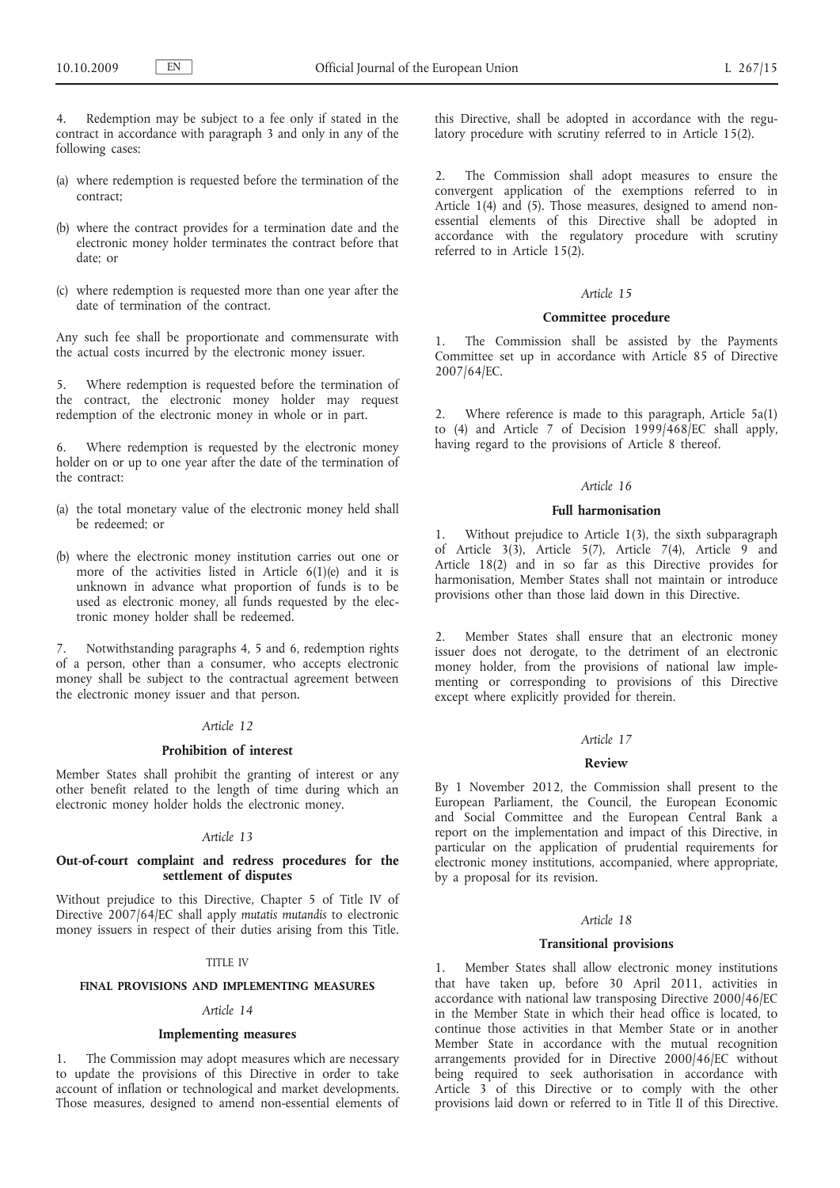4. Redemption may be subject to a fee only if stated in the contract in accordance with paragraph 3 and only in any of the following cases:

(a) where redemption is requested before the termination of the contract;

(b) where the contract provides for a termination date and the electronic money holder terminates the contract before that date; or

(c) where redemption is requested more than one year after the date of termination of the contract.

Any such fee shall be proportionate and commensurate with the actual costs incurred by the electronic money issuer.

5. Where redemption is requested before the termination of the contract, the electronic money holder may request redemption of the electronic money in whole or in part.

6. Where redemption is requested by the electronic money holder on or up to one year after the date of the termination of the contract:

(a) the total monetary value of the electronic money held shall be redeemed; or

(b) where the electronic money institution carries out one or more of the activities listed in Article 6(1)(e) and it is unknown in advance what proportion of funds is to be used as electronic money, all funds requested by the electronic money holder shall be redeemed.

7. Notwithstanding paragraphs 4, 5 and 6, redemption rights of a person, other than a consumer, who accepts electronic money shall be subject to the contractual agreement between the electronic money issuer and that person.

*Article 12*

**Prohibition of interest**

Member States shall prohibit the granting of interest or any other benefit related to the length of time during which an electronic money holder holds the electronic money.

*Article 13*

**Out-of-court complaint and redress procedures for the settlement of disputes**

Without prejudice to this Directive, Chapter 5 of Title IV of Directive 2007/64/EC shall apply *mutatis mutandis* to electronic money issuers in respect of their duties arising from this Title.

TITLE IV

**FINAL PROVISIONS AND IMPLEMENTING MEASURES**

*Article 14*

**Implementing measures**

1. The Commission may adopt measures which are necessary to update the provisions of this Directive in order to take account of inflation or technological and market developments. Those measures, designed to amend non-essential elements of this Directive, shall be adopted in accordance with the regulatory procedure with scrutiny referred to in Article 15(2).

2. The Commission shall adopt measures to ensure the convergent application of the exemptions referred to in Article 1(4) and (5). Those measures, designed to amend non-essential elements of this Directive shall be adopted in accordance with the regulatory procedure with scrutiny referred to in Article 15(2).

*Article 15*

**Committee procedure**

1. The Commission shall be assisted by the Payments Committee set up in accordance with Article 85 of Directive 2007/64/EC.

2. Where reference is made to this paragraph, Article 5a(1) to (4) and Article 7 of Decision 1999/468/EC shall apply, having regard to the provisions of Article 8 thereof.

*Article 16*

**Full harmonisation**

1. Without prejudice to Article 1(3), the sixth subparagraph of Article 3(3), Article 5(7), Article 7(4), Article 9 and Article 18(2) and in so far as this Directive provides for harmonisation, Member States shall not maintain or introduce provisions other than those laid down in this Directive.

2. Member States shall ensure that an electronic money issuer does not derogate, to the detriment of an electronic money holder, from the provisions of national law implementing or corresponding to provisions of this Directive except where explicitly provided for therein.

*Article 17*

**Review**

By 1 November 2012, the Commission shall present to the European Parliament, the Council, the European Economic and Social Committee and the European Central Bank a report on the implementation and impact of this Directive, in particular on the application of prudential requirements for electronic money institutions, accompanied, where appropriate, by a proposal for its revision.

*Article 18*

**Transitional provisions**

1. Member States shall allow electronic money institutions that have taken up, before 30 April 2011, activities in accordance with national law transposing Directive 2000/46/EC in the Member State in which their head office is located, to continue those activities in that Member State or in another Member State in accordance with the mutual recognition arrangements provided for in Directive 2000/46/EC without being required to seek authorisation in accordance with Article 3 of this Directive or to comply with the other provisions laid down or referred to in Title II of this Directive.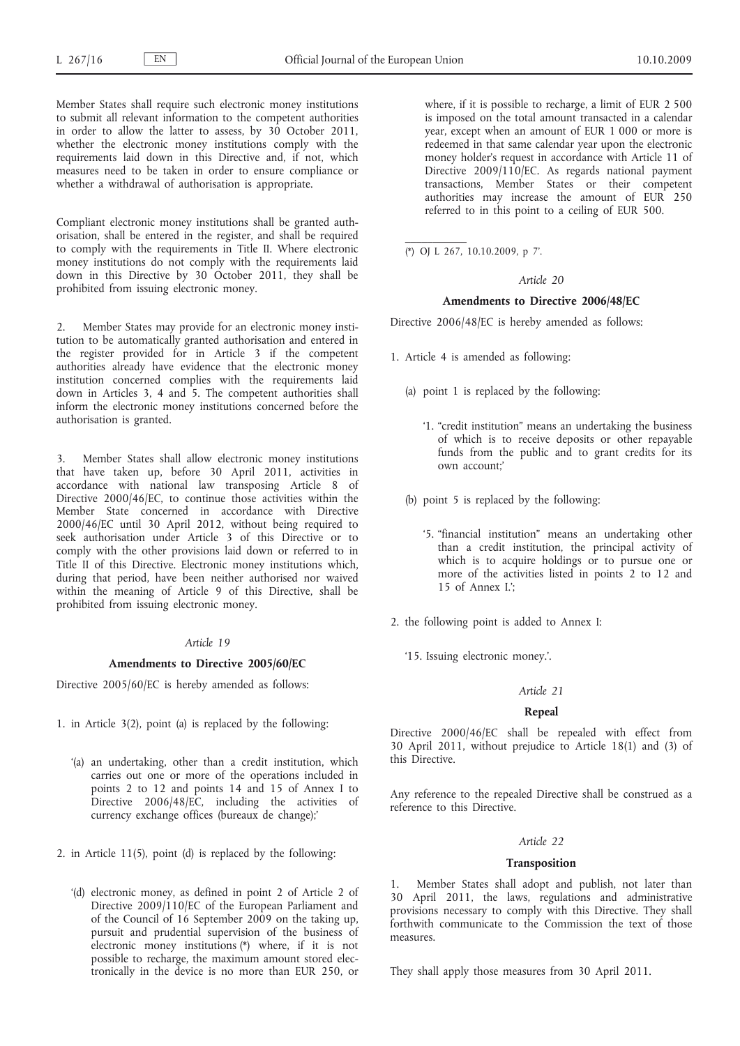Member States shall require such electronic money institutions to submit all relevant information to the competent authorities in order to allow the latter to assess, by 30 October 2011, whether the electronic money institutions comply with the requirements laid down in this Directive and, if not, which measures need to be taken in order to ensure compliance or whether a withdrawal of authorisation is appropriate.

Compliant electronic money institutions shall be granted authorisation, shall be entered in the register, and shall be required to comply with the requirements in Title II. Where electronic money institutions do not comply with the requirements laid down in this Directive by 30 October 2011, they shall be prohibited from issuing electronic money.

2. Member States may provide for an electronic money institution to be automatically granted authorisation and entered in the register provided for in Article 3 if the competent authorities already have evidence that the electronic money institution concerned complies with the requirements laid down in Articles 3, 4 and 5. The competent authorities shall inform the electronic money institutions concerned before the authorisation is granted.

3. Member States shall allow electronic money institutions that have taken up, before 30 April 2011, activities in accordance with national law transposing Article 8 of Directive 2000/46/EC, to continue those activities within the Member State concerned in accordance with Directive 2000/46/EC until 30 April 2012, without being required to seek authorisation under Article 3 of this Directive or to comply with the other provisions laid down or referred to in Title II of this Directive. Electronic money institutions which, during that period, have been neither authorised nor waived within the meaning of Article 9 of this Directive, shall be prohibited from issuing electronic money.

*Article 19*

**Amendments to Directive 2005/60/EC**

Directive 2005/60/EC is hereby amended as follows:

1. in Article 3(2), point (a) is replaced by the following:

   '(a) an undertaking, other than a credit institution, which carries out one or more of the operations included in points 2 to 12 and points 14 and 15 of Annex I to Directive 2006/48/EC, including the activities of currency exchange offices (bureaux de change);'

2. in Article 11(5), point (d) is replaced by the following:

   '(d) electronic money, as defined in point 2 of Article 2 of Directive 2009/110/EC of the European Parliament and of the Council of 16 September 2009 on the taking up, pursuit and prudential supervision of the business of electronic money institutions (*) where, if it is not possible to recharge, the maximum amount stored electronically in the device is no more than EUR 250, or where, if it is possible to recharge, a limit of EUR 2 500 is imposed on the total amount transacted in a calendar year, except when an amount of EUR 1 000 or more is redeemed in that same calendar year upon the electronic money holder's request in accordance with Article 11 of Directive 2009/110/EC. As regards national payment transactions, Member States or their competent authorities may increase the amount of EUR 250 referred to in this point to a ceiling of EUR 500.

(*) OJ L 267, 10.10.2009, p 7'.

*Article 20*

**Amendments to Directive 2006/48/EC**

Directive 2006/48/EC is hereby amended as follows:

1. Article 4 is amended as following:

   (a) point 1 is replaced by the following:

   '1. "credit institution" means an undertaking the business of which is to receive deposits or other repayable funds from the public and to grant credits for its own account;'

   (b) point 5 is replaced by the following:

   '5. "financial institution" means an undertaking other than a credit institution, the principal activity of which is to acquire holdings or to pursue one or more of the activities listed in points 2 to 12 and 15 of Annex I.';

2. the following point is added to Annex I:

   '15. Issuing electronic money.'.

*Article 21*

**Repeal**

Directive 2000/46/EC shall be repealed with effect from 30 April 2011, without prejudice to Article 18(1) and (3) of this Directive.

Any reference to the repealed Directive shall be construed as a reference to this Directive.

*Article 22*

**Transposition**

1. Member States shall adopt and publish, not later than 30 April 2011, the laws, regulations and administrative provisions necessary to comply with this Directive. They shall forthwith communicate to the Commission the text of those measures.

They shall apply those measures from 30 April 2011.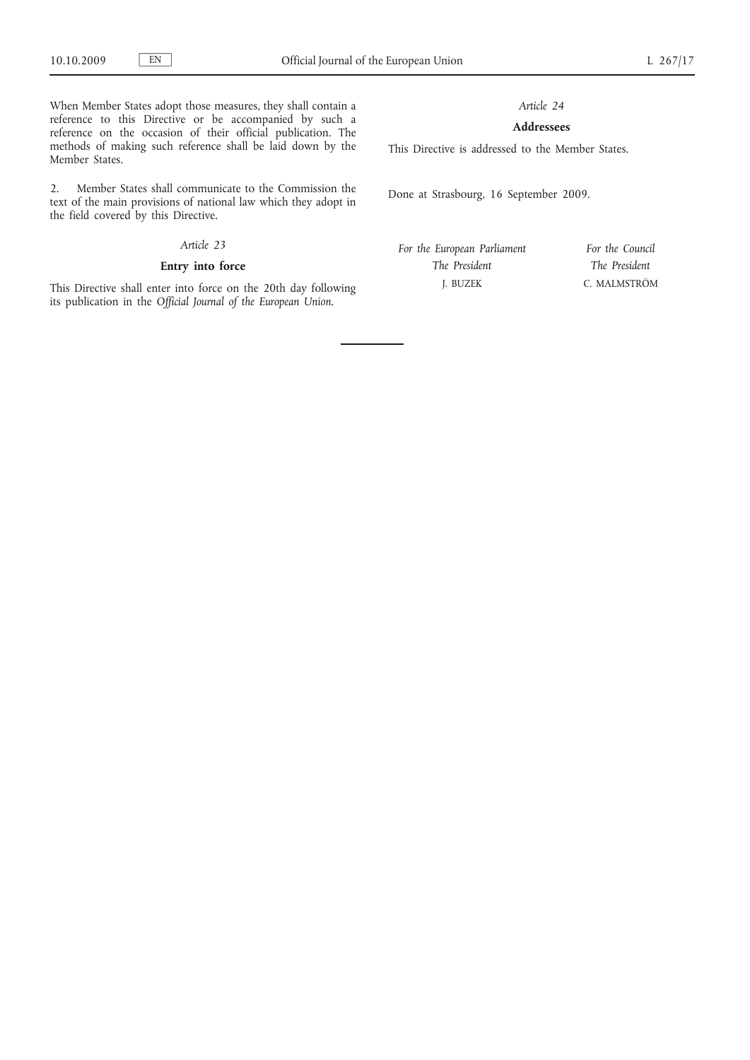When Member States adopt those measures, they shall contain a reference to this Directive or be accompanied by such a reference on the occasion of their official publication. The methods of making such reference shall be laid down by the Member States.

2. Member States shall communicate to the Commission the text of the main provisions of national law which they adopt in the field covered by this Directive.

*Article 23*

**Entry into force**

This Directive shall enter into force on the 20th day following its publication in the *Official Journal of the European Union*.

*Article 24*

**Addressees**

This Directive is addressed to the Member States.

Done at Strasbourg, 16 September 2009.

| | |
|---|---|
| *For the European Parliament* | *For the Council* |
| *The President* | *The President* |
| J. BUZEK | C. MALMSTRÖM |